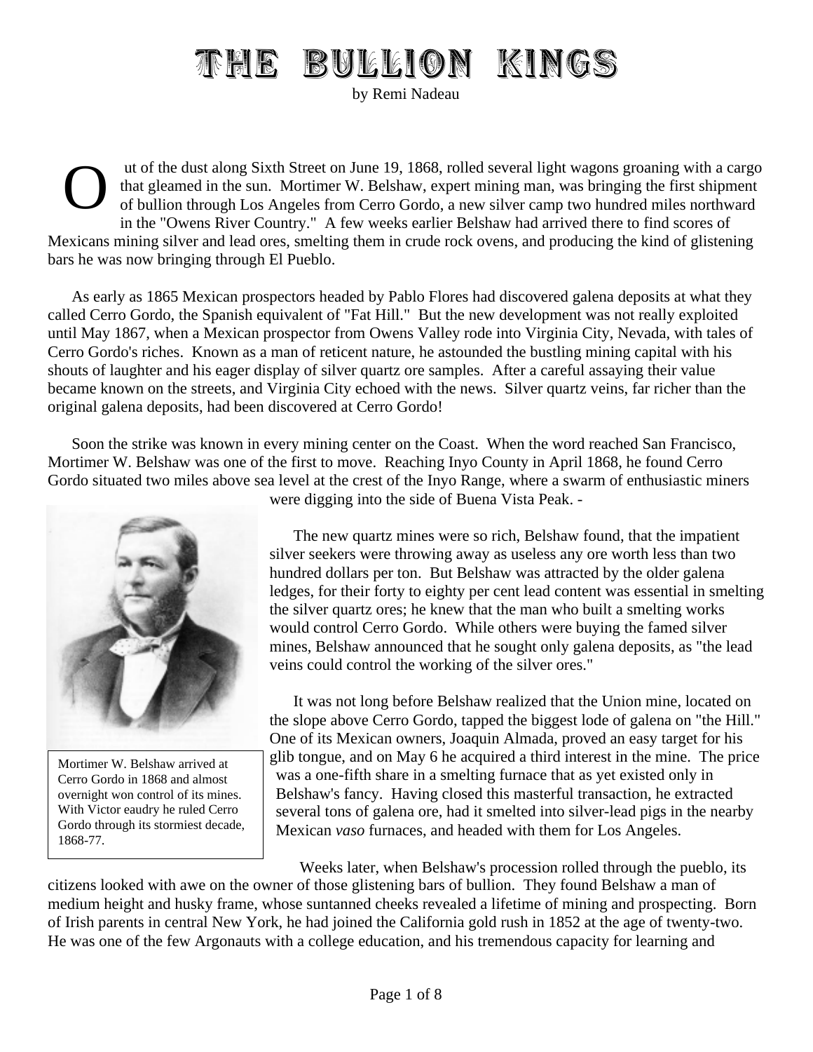# THE BULLION KINGS

by Remi Nadeau

Out of the dust along Sixth Street on June 19, 1868, rolled several light wagons groaning with a cargo that gleamed in the sun. Mortimer W. Belshaw, expert mining man, was bringing the first shipment of bullion through Los Angeles from Cerro Gordo, a new silver camp two hundred miles northward in the "Owens River Country." A few weeks earlier Belshaw had arrived there to find scores of Mexicans mining silver and lead ores, smelting them in crude rock ovens, and producing the kind of glistening bars he was now bringing through El Pueblo.

As early as 1865 Mexican prospectors headed by Pablo Flores had discovered galena deposits at what they called Cerro Gordo, the Spanish equivalent of "Fat Hill." But the new development was not really exploited until May 1867, when a Mexican prospector from Owens Valley rode into Virginia City, Nevada, with tales of Cerro Gordo's riches. Known as a man of reticent nature, he astounded the bustling mining capital with his shouts of laughter and his eager display of silver quartz ore samples. After a careful assaying their value became known on the streets, and Virginia City echoed with the news. Silver quartz veins, far richer than the original galena deposits, had been discovered at Cerro Gordo!

Soon the strike was known in every mining center on the Coast. When the word reached San Francisco, Mortimer W. Belshaw was one of the first to move. Reaching Inyo County in April 1868, he found Cerro Gordo situated two miles above sea level at the crest of the Inyo Range, where a swarm of enthusiastic miners were digging into the side of Buena Vista Peak. -

Mortimer W. Belshaw arrived at Cerro Gordo in 1868 and almost overnight won control of its mines. With Victor eaudry he ruled Cerro Gordo through its stormiest decade, 1868-77.

The new quartz mines were so rich, Belshaw found, that the impatient silver seekers were throwing away as useless any ore worth less than two hundred dollars per ton. But Belshaw was attracted by the older galena ledges, for their forty to eighty per cent lead content was essential in smelting the silver quartz ores; he knew that the man who built a smelting works would control Cerro Gordo. While others were buying the famed silver mines, Belshaw announced that he sought only galena deposits, as "the lead veins could control the working of the silver ores."

It was not long before Belshaw realized that the Union mine, located on the slope above Cerro Gordo, tapped the biggest lode of galena on "the Hill." One of its Mexican owners, Joaquin Almada, proved an easy target for his glib tongue, and on May 6 he acquired a third interest in the mine. The price was a one-fifth share in a smelting furnace that as yet existed only in Belshaw's fancy. Having closed this masterful transaction, he extracted several tons of galena ore, had it smelted into silver-lead pigs in the nearby Mexican *vaso* furnaces, and headed with them for Los Angeles.

Weeks later, when Belshaw's procession rolled through the pueblo, its citizens looked with awe on the owner of those glistening bars of bullion. They found Belshaw a man of medium height and husky frame, whose suntanned cheeks revealed a lifetime of mining and prospecting. Born of Irish parents in central New York, he had joined the California gold rush in 1852 at the age of twenty-two. He was one of the few Argonauts with a college education, and his tremendous capacity for learning and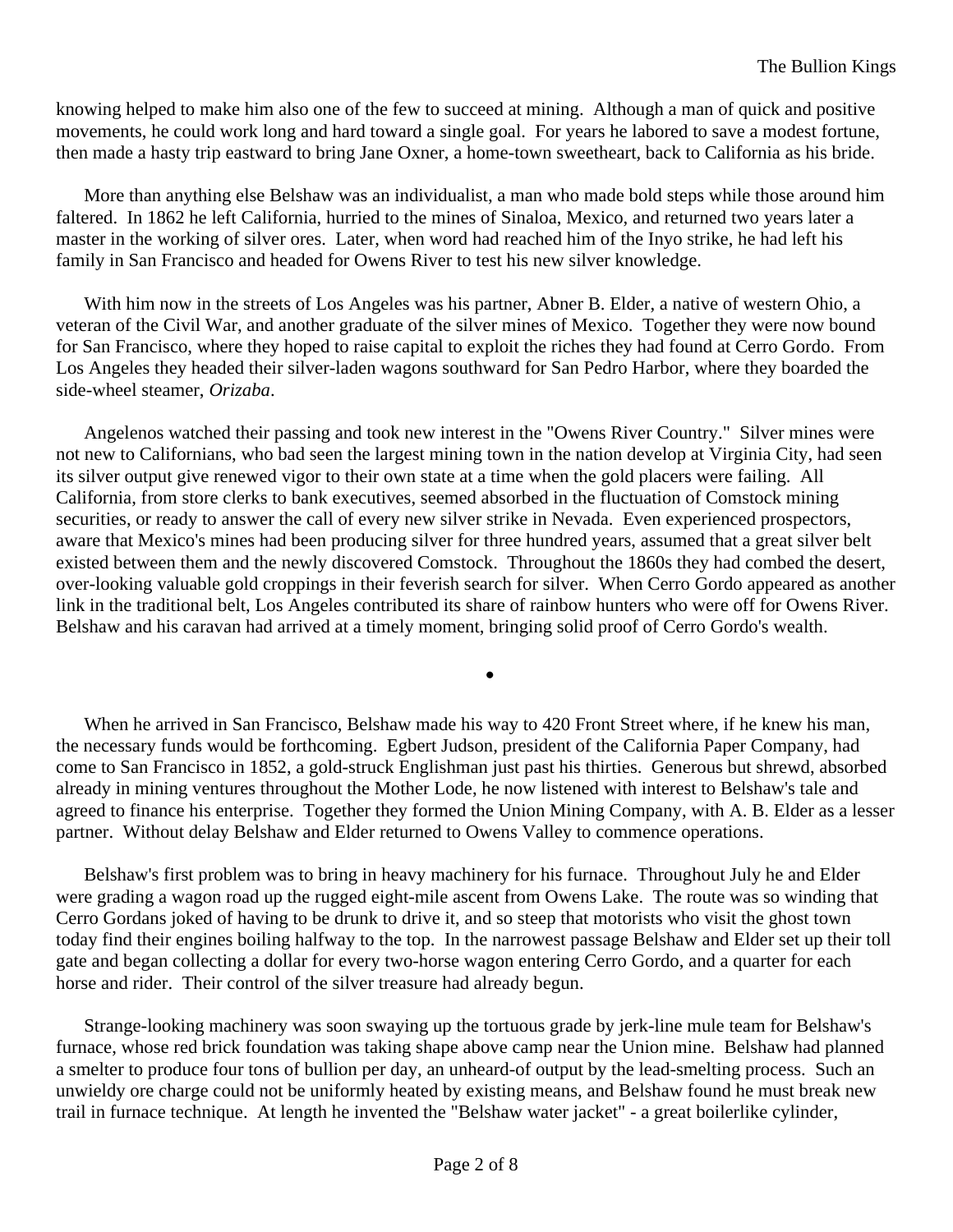knowing helped to make him also one of the few to succeed at mining. Although a man of quick and positive movements, he could work long and hard toward a single goal. For years he labored to save a modest fortune, then made a hasty trip eastward to bring Jane Oxner, a home-town sweetheart, back to California as his bride.

More than anything else Belshaw was an individualist, a man who made bold steps while those around him faltered. In 1862 he left California, hurried to the mines of Sinaloa, Mexico, and returned two years later a master in the working of silver ores. Later, when word had reached him of the Inyo strike, he had left his family in San Francisco and headed for Owens River to test his new silver knowledge.

With him now in the streets of Los Angeles was his partner, Abner B. Elder, a native of western Ohio, a veteran of the Civil War, and another graduate of the silver mines of Mexico. Together they were now bound for San Francisco, where they hoped to raise capital to exploit the riches they had found at Cerro Gordo. From Los Angeles they headed their silver-laden wagons southward for San Pedro Harbor, where they boarded the side-wheel steamer, *Orizaba*.

Angelenos watched their passing and took new interest in the "Owens River Country." Silver mines were not new to Californians, who bad seen the largest mining town in the nation develop at Virginia City, had seen its silver output give renewed vigor to their own state at a time when the gold placers were failing. All California, from store clerks to bank executives, seemed absorbed in the fluctuation of Comstock mining securities, or ready to answer the call of every new silver strike in Nevada. Even experienced prospectors, aware that Mexico's mines had been producing silver for three hundred years, assumed that a great silver belt existed between them and the newly discovered Comstock. Throughout the 1860s they had combed the desert, over-looking valuable gold croppings in their feverish search for silver. When Cerro Gordo appeared as another link in the traditional belt, Los Angeles contributed its share of rainbow hunters who were off for Owens River. Belshaw and his caravan had arrived at a timely moment, bringing solid proof of Cerro Gordo's wealth.

•

When he arrived in San Francisco, Belshaw made his way to 420 Front Street where, if he knew his man, the necessary funds would be forthcoming. Egbert Judson, president of the California Paper Company, had come to San Francisco in 1852, a gold-struck Englishman just past his thirties. Generous but shrewd, absorbed already in mining ventures throughout the Mother Lode, he now listened with interest to Belshaw's tale and agreed to finance his enterprise. Together they formed the Union Mining Company, with A. B. Elder as a lesser partner. Without delay Belshaw and Elder returned to Owens Valley to commence operations.

Belshaw's first problem was to bring in heavy machinery for his furnace. Throughout July he and Elder were grading a wagon road up the rugged eight-mile ascent from Owens Lake. The route was so winding that Cerro Gordans joked of having to be drunk to drive it, and so steep that motorists who visit the ghost town today find their engines boiling halfway to the top. In the narrowest passage Belshaw and Elder set up their toll gate and began collecting a dollar for every two-horse wagon entering Cerro Gordo, and a quarter for each horse and rider. Their control of the silver treasure had already begun.

Strange-looking machinery was soon swaying up the tortuous grade by jerk-line mule team for Belshaw's furnace, whose red brick foundation was taking shape above camp near the Union mine. Belshaw had planned a smelter to produce four tons of bullion per day, an unheard-of output by the lead-smelting process. Such an unwieldy ore charge could not be uniformly heated by existing means, and Belshaw found he must break new trail in furnace technique. At length he invented the "Belshaw water jacket" - a great boilerlike cylinder,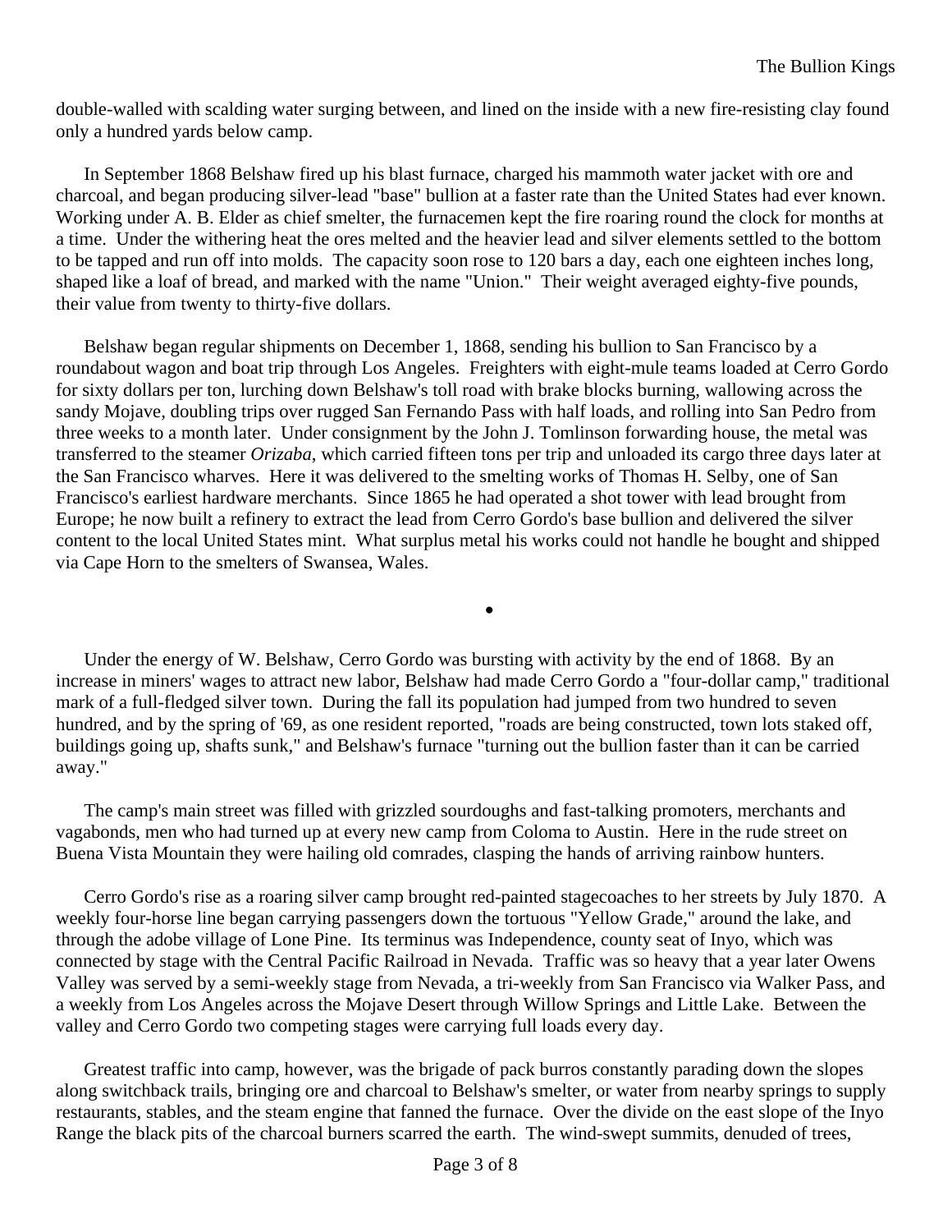double-walled with scalding water surging between, and lined on the inside with a new fire-resisting clay found only a hundred yards below camp.

In September 1868 Belshaw fired up his blast furnace, charged his mammoth water jacket with ore and charcoal, and began producing silver-lead "base" bullion at a faster rate than the United States had ever known. Working under A. B. Elder as chief smelter, the furnacemen kept the fire roaring round the clock for months at a time. Under the withering heat the ores melted and the heavier lead and silver elements settled to the bottom to be tapped and run off into molds. The capacity soon rose to 120 bars a day, each one eighteen inches long, shaped like a loaf of bread, and marked with the name "Union." Their weight averaged eighty-five pounds, their value from twenty to thirty-five dollars.

Belshaw began regular shipments on December 1, 1868, sending his bullion to San Francisco by a roundabout wagon and boat trip through Los Angeles. Freighters with eight-mule teams loaded at Cerro Gordo for sixty dollars per ton, lurching down Belshaw's toll road with brake blocks burning, wallowing across the sandy Mojave, doubling trips over rugged San Fernando Pass with half loads, and rolling into San Pedro from three weeks to a month later. Under consignment by the John J. Tomlinson forwarding house, the metal was transferred to the steamer *Orizaba*, which carried fifteen tons per trip and unloaded its cargo three days later at the San Francisco wharves. Here it was delivered to the smelting works of Thomas H. Selby, one of San Francisco's earliest hardware merchants. Since 1865 he had operated a shot tower with lead brought from Europe; he now built a refinery to extract the lead from Cerro Gordo's base bullion and delivered the silver content to the local United States mint. What surplus metal his works could not handle he bought and shipped via Cape Horn to the smelters of Swansea, Wales.

•

Under the energy of W. Belshaw, Cerro Gordo was bursting with activity by the end of 1868. By an increase in miners' wages to attract new labor, Belshaw had made Cerro Gordo a "four-dollar camp," traditional mark of a full-fledged silver town. During the fall its population had jumped from two hundred to seven hundred, and by the spring of '69, as one resident reported, "roads are being constructed, town lots staked off, buildings going up, shafts sunk," and Belshaw's furnace "turning out the bullion faster than it can be carried away."

The camp's main street was filled with grizzled sourdoughs and fast-talking promoters, merchants and vagabonds, men who had turned up at every new camp from Coloma to Austin. Here in the rude street on Buena Vista Mountain they were hailing old comrades, clasping the hands of arriving rainbow hunters.

Cerro Gordo's rise as a roaring silver camp brought red-painted stagecoaches to her streets by July 1870. A weekly four-horse line began carrying passengers down the tortuous "Yellow Grade," around the lake, and through the adobe village of Lone Pine. Its terminus was Independence, county seat of Inyo, which was connected by stage with the Central Pacific Railroad in Nevada. Traffic was so heavy that a year later Owens Valley was served by a semi-weekly stage from Nevada, a tri-weekly from San Francisco via Walker Pass, and a weekly from Los Angeles across the Mojave Desert through Willow Springs and Little Lake. Between the valley and Cerro Gordo two competing stages were carrying full loads every day.

Greatest traffic into camp, however, was the brigade of pack burros constantly parading down the slopes along switchback trails, bringing ore and charcoal to Belshaw's smelter, or water from nearby springs to supply restaurants, stables, and the steam engine that fanned the furnace. Over the divide on the east slope of the Inyo Range the black pits of the charcoal burners scarred the earth. The wind-swept summits, denuded of trees,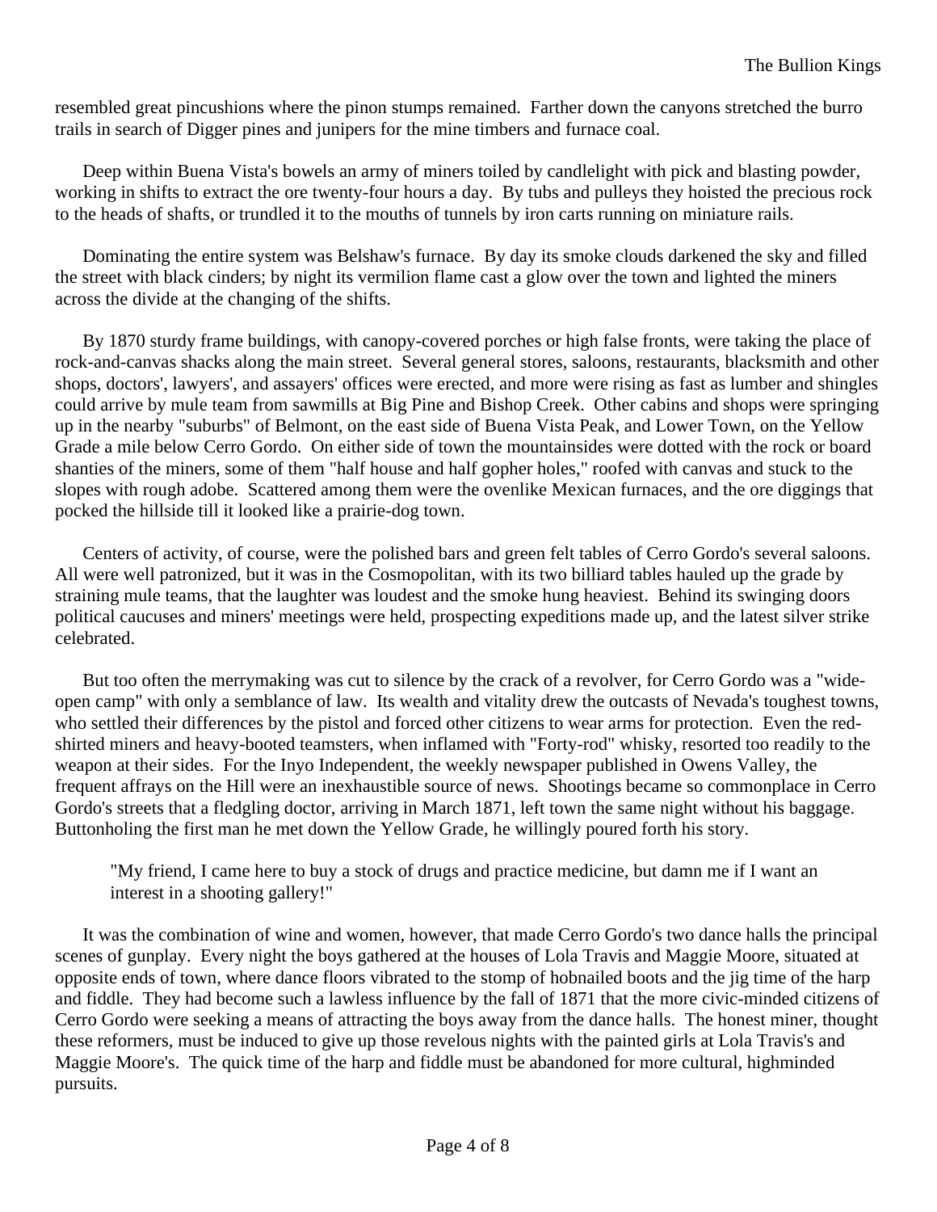resembled great pincushions where the pinon stumps remained. Farther down the canyons stretched the burro trails in search of Digger pines and junipers for the mine timbers and furnace coal.

Deep within Buena Vista's bowels an army of miners toiled by candlelight with pick and blasting powder, working in shifts to extract the ore twenty-four hours a day. By tubs and pulleys they hoisted the precious rock to the heads of shafts, or trundled it to the mouths of tunnels by iron carts running on miniature rails.

Dominating the entire system was Belshaw's furnace. By day its smoke clouds darkened the sky and filled the street with black cinders; by night its vermilion flame cast a glow over the town and lighted the miners across the divide at the changing of the shifts.

By 1870 sturdy frame buildings, with canopy-covered porches or high false fronts, were taking the place of rock-and-canvas shacks along the main street. Several general stores, saloons, restaurants, blacksmith and other shops, doctors', lawyers', and assayers' offices were erected, and more were rising as fast as lumber and shingles could arrive by mule team from sawmills at Big Pine and Bishop Creek. Other cabins and shops were springing up in the nearby "suburbs" of Belmont, on the east side of Buena Vista Peak, and Lower Town, on the Yellow Grade a mile below Cerro Gordo. On either side of town the mountainsides were dotted with the rock or board shanties of the miners, some of them "half house and half gopher holes," roofed with canvas and stuck to the slopes with rough adobe. Scattered among them were the ovenlike Mexican furnaces, and the ore diggings that pocked the hillside till it looked like a prairie-dog town.

Centers of activity, of course, were the polished bars and green felt tables of Cerro Gordo's several saloons. All were well patronized, but it was in the Cosmopolitan, with its two billiard tables hauled up the grade by straining mule teams, that the laughter was loudest and the smoke hung heaviest. Behind its swinging doors political caucuses and miners' meetings were held, prospecting expeditions made up, and the latest silver strike celebrated.

But too often the merrymaking was cut to silence by the crack of a revolver, for Cerro Gordo was a "wide-open camp" with only a semblance of law. Its wealth and vitality drew the outcasts of Nevada's toughest towns, who settled their differences by the pistol and forced other citizens to wear arms for protection. Even the red-shirted miners and heavy-booted teamsters, when inflamed with "Forty-rod" whisky, resorted too readily to the weapon at their sides. For the Inyo Independent, the weekly newspaper published in Owens Valley, the frequent affrays on the Hill were an inexhaustible source of news. Shootings became so commonplace in Cerro Gordo's streets that a fledgling doctor, arriving in March 1871, left town the same night without his baggage. Buttonholing the first man he met down the Yellow Grade, he willingly poured forth his story.

> "My friend, I came here to buy a stock of drugs and practice medicine, but damn me if I want an interest in a shooting gallery!"

It was the combination of wine and women, however, that made Cerro Gordo's two dance halls the principal scenes of gunplay. Every night the boys gathered at the houses of Lola Travis and Maggie Moore, situated at opposite ends of town, where dance floors vibrated to the stomp of hobnailed boots and the jig time of the harp and fiddle. They had become such a lawless influence by the fall of 1871 that the more civic-minded citizens of Cerro Gordo were seeking a means of attracting the boys away from the dance halls. The honest miner, thought these reformers, must be induced to give up those revelous nights with the painted girls at Lola Travis's and Maggie Moore's. The quick time of the harp and fiddle must be abandoned for more cultural, highminded pursuits.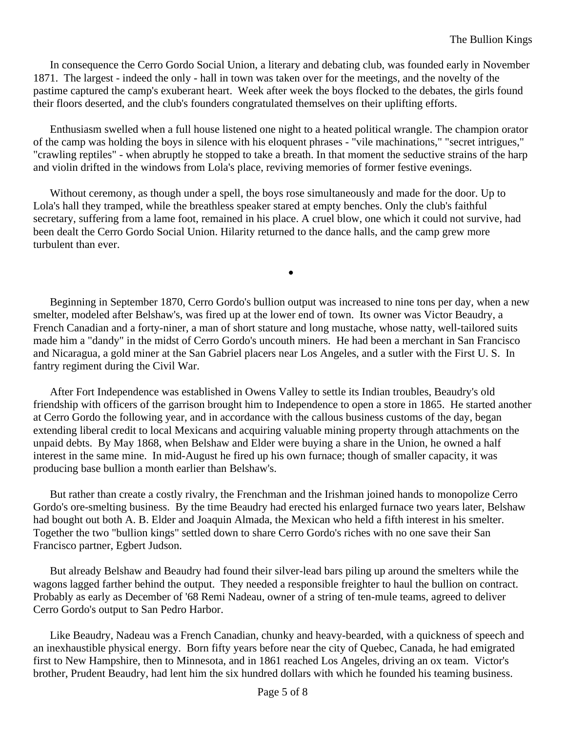In consequence the Cerro Gordo Social Union, a literary and debating club, was founded early in November 1871. The largest - indeed the only - hall in town was taken over for the meetings, and the novelty of the pastime captured the camp's exuberant heart. Week after week the boys flocked to the debates, the girls found their floors deserted, and the club's founders congratulated themselves on their uplifting efforts.

Enthusiasm swelled when a full house listened one night to a heated political wrangle. The champion orator of the camp was holding the boys in silence with his eloquent phrases - "vile machinations," "secret intrigues," "crawling reptiles" - when abruptly he stopped to take a breath. In that moment the seductive strains of the harp and violin drifted in the windows from Lola's place, reviving memories of former festive evenings.

Without ceremony, as though under a spell, the boys rose simultaneously and made for the door. Up to Lola's hall they tramped, while the breathless speaker stared at empty benches. Only the club's faithful secretary, suffering from a lame foot, remained in his place. A cruel blow, one which it could not survive, had been dealt the Cerro Gordo Social Union. Hilarity returned to the dance halls, and the camp grew more turbulent than ever.

•

Beginning in September 1870, Cerro Gordo's bullion output was increased to nine tons per day, when a new smelter, modeled after Belshaw's, was fired up at the lower end of town. Its owner was Victor Beaudry, a French Canadian and a forty-niner, a man of short stature and long mustache, whose natty, well-tailored suits made him a "dandy" in the midst of Cerro Gordo's uncouth miners. He had been a merchant in San Francisco and Nicaragua, a gold miner at the San Gabriel placers near Los Angeles, and a sutler with the First U. S. In fantry regiment during the Civil War.

After Fort Independence was established in Owens Valley to settle its Indian troubles, Beaudry's old friendship with officers of the garrison brought him to Independence to open a store in 1865. He started another at Cerro Gordo the following year, and in accordance with the callous business customs of the day, began extending liberal credit to local Mexicans and acquiring valuable mining property through attachments on the unpaid debts. By May 1868, when Belshaw and Elder were buying a share in the Union, he owned a half interest in the same mine. In mid-August he fired up his own furnace; though of smaller capacity, it was producing base bullion a month earlier than Belshaw's.

But rather than create a costly rivalry, the Frenchman and the Irishman joined hands to monopolize Cerro Gordo's ore-smelting business. By the time Beaudry had erected his enlarged furnace two years later, Belshaw had bought out both A. B. Elder and Joaquin Almada, the Mexican who held a fifth interest in his smelter. Together the two "bullion kings" settled down to share Cerro Gordo's riches with no one save their San Francisco partner, Egbert Judson.

But already Belshaw and Beaudry had found their silver-lead bars piling up around the smelters while the wagons lagged farther behind the output. They needed a responsible freighter to haul the bullion on contract. Probably as early as December of '68 Remi Nadeau, owner of a string of ten-mule teams, agreed to deliver Cerro Gordo's output to San Pedro Harbor.

Like Beaudry, Nadeau was a French Canadian, chunky and heavy-bearded, with a quickness of speech and an inexhaustible physical energy. Born fifty years before near the city of Quebec, Canada, he had emigrated first to New Hampshire, then to Minnesota, and in 1861 reached Los Angeles, driving an ox team. Victor's brother, Prudent Beaudry, had lent him the six hundred dollars with which he founded his teaming business.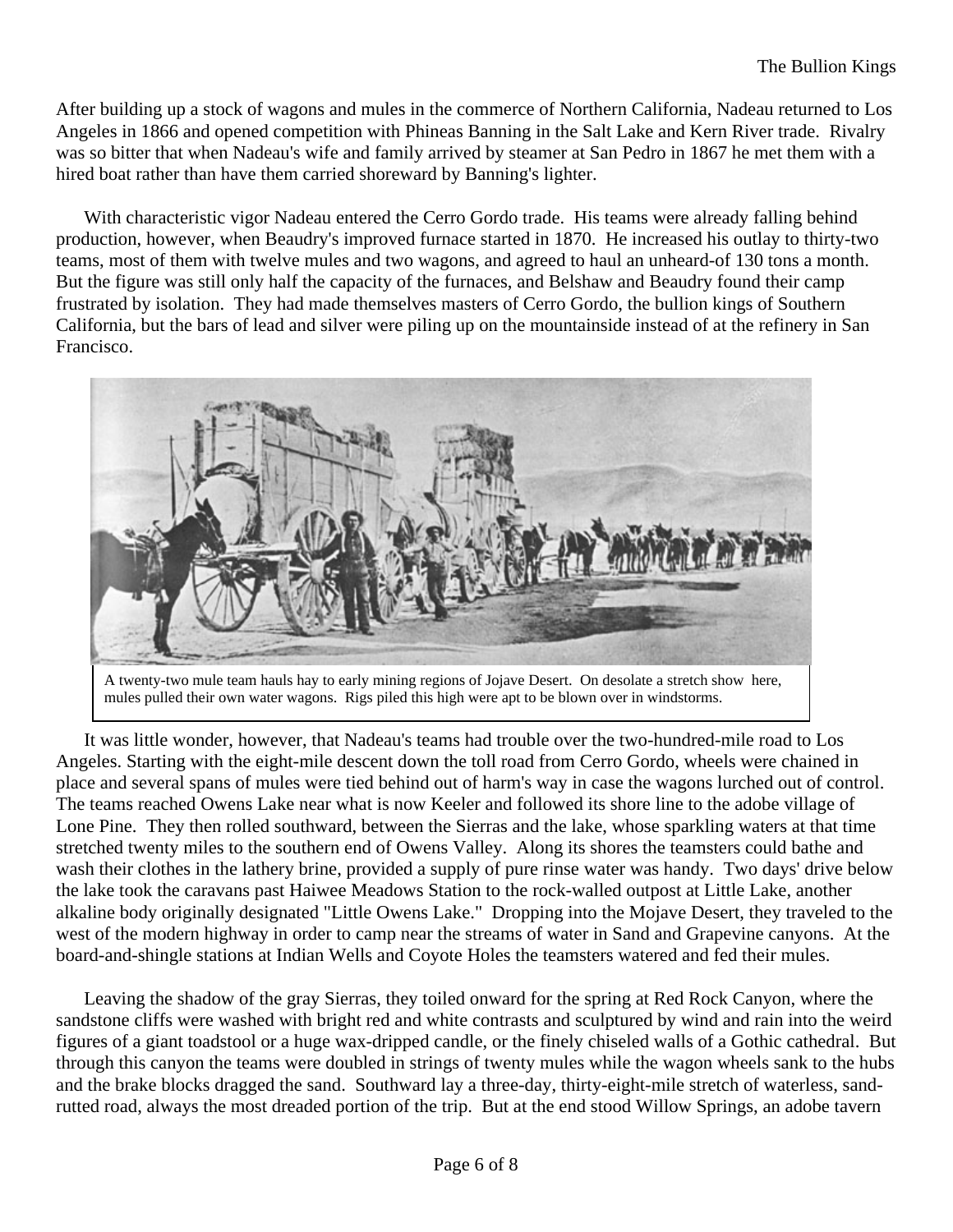After building up a stock of wagons and mules in the commerce of Northern California, Nadeau returned to Los Angeles in 1866 and opened competition with Phineas Banning in the Salt Lake and Kern River trade. Rivalry was so bitter that when Nadeau's wife and family arrived by steamer at San Pedro in 1867 he met them with a hired boat rather than have them carried shoreward by Banning's lighter.

With characteristic vigor Nadeau entered the Cerro Gordo trade. His teams were already falling behind production, however, when Beaudry's improved furnace started in 1870. He increased his outlay to thirty-two teams, most of them with twelve mules and two wagons, and agreed to haul an unheard-of 130 tons a month. But the figure was still only half the capacity of the furnaces, and Belshaw and Beaudry found their camp frustrated by isolation. They had made themselves masters of Cerro Gordo, the bullion kings of Southern California, but the bars of lead and silver were piling up on the mountainside instead of at the refinery in San Francisco.

A twenty-two mule team hauls hay to early mining regions of Jojave Desert. On desolate a stretch show here, mules pulled their own water wagons. Rigs piled this high were apt to be blown over in windstorms.

It was little wonder, however, that Nadeau's teams had trouble over the two-hundred-mile road to Los Angeles. Starting with the eight-mile descent down the toll road from Cerro Gordo, wheels were chained in place and several spans of mules were tied behind out of harm's way in case the wagons lurched out of control. The teams reached Owens Lake near what is now Keeler and followed its shore line to the adobe village of Lone Pine. They then rolled southward, between the Sierras and the lake, whose sparkling waters at that time stretched twenty miles to the southern end of Owens Valley. Along its shores the teamsters could bathe and wash their clothes in the lathery brine, provided a supply of pure rinse water was handy. Two days' drive below the lake took the caravans past Haiwee Meadows Station to the rock-walled outpost at Little Lake, another alkaline body originally designated "Little Owens Lake." Dropping into the Mojave Desert, they traveled to the west of the modern highway in order to camp near the streams of water in Sand and Grapevine canyons. At the board-and-shingle stations at Indian Wells and Coyote Holes the teamsters watered and fed their mules.

Leaving the shadow of the gray Sierras, they toiled onward for the spring at Red Rock Canyon, where the sandstone cliffs were washed with bright red and white contrasts and sculptured by wind and rain into the weird figures of a giant toadstool or a huge wax-dripped candle, or the finely chiseled walls of a Gothic cathedral. But through this canyon the teams were doubled in strings of twenty mules while the wagon wheels sank to the hubs and the brake blocks dragged the sand. Southward lay a three-day, thirty-eight-mile stretch of waterless, sand-rutted road, always the most dreaded portion of the trip. But at the end stood Willow Springs, an adobe tavern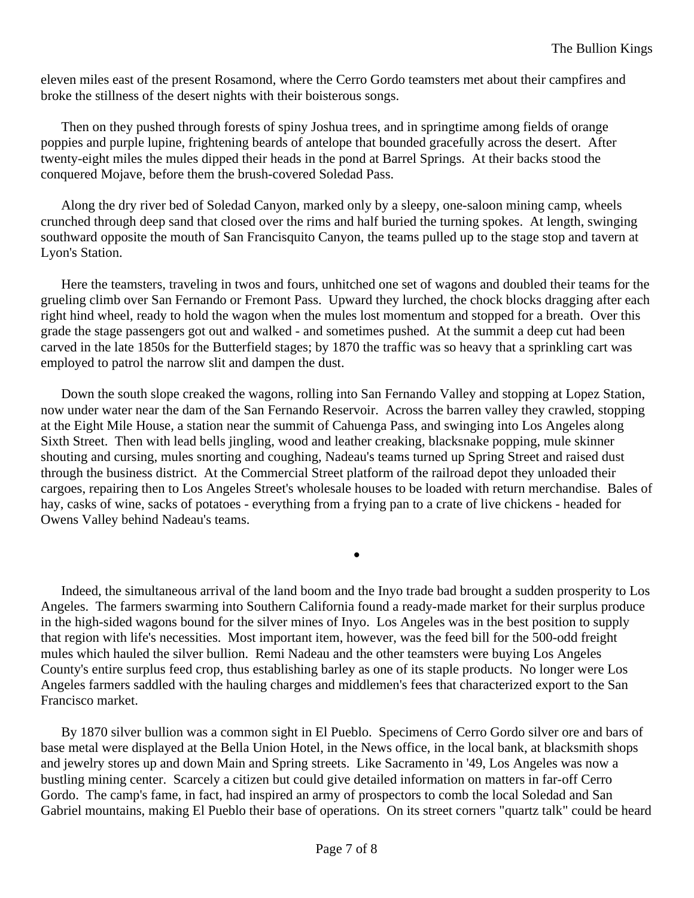eleven miles east of the present Rosamond, where the Cerro Gordo teamsters met about their campfires and broke the stillness of the desert nights with their boisterous songs.

Then on they pushed through forests of spiny Joshua trees, and in springtime among fields of orange poppies and purple lupine, frightening beards of antelope that bounded gracefully across the desert. After twenty-eight miles the mules dipped their heads in the pond at Barrel Springs. At their backs stood the conquered Mojave, before them the brush-covered Soledad Pass.

Along the dry river bed of Soledad Canyon, marked only by a sleepy, one-saloon mining camp, wheels crunched through deep sand that closed over the rims and half buried the turning spokes. At length, swinging southward opposite the mouth of San Francisquito Canyon, the teams pulled up to the stage stop and tavern at Lyon's Station.

Here the teamsters, traveling in twos and fours, unhitched one set of wagons and doubled their teams for the grueling climb over San Fernando or Fremont Pass. Upward they lurched, the chock blocks dragging after each right hind wheel, ready to hold the wagon when the mules lost momentum and stopped for a breath. Over this grade the stage passengers got out and walked - and sometimes pushed. At the summit a deep cut had been carved in the late 1850s for the Butterfield stages; by 1870 the traffic was so heavy that a sprinkling cart was employed to patrol the narrow slit and dampen the dust.

Down the south slope creaked the wagons, rolling into San Fernando Valley and stopping at Lopez Station, now under water near the dam of the San Fernando Reservoir. Across the barren valley they crawled, stopping at the Eight Mile House, a station near the summit of Cahuenga Pass, and swinging into Los Angeles along Sixth Street. Then with lead bells jingling, wood and leather creaking, blacksnake popping, mule skinner shouting and cursing, mules snorting and coughing, Nadeau's teams turned up Spring Street and raised dust through the business district. At the Commercial Street platform of the railroad depot they unloaded their cargoes, repairing then to Los Angeles Street's wholesale houses to be loaded with return merchandise. Bales of hay, casks of wine, sacks of potatoes - everything from a frying pan to a crate of live chickens - headed for Owens Valley behind Nadeau's teams.

•

Indeed, the simultaneous arrival of the land boom and the Inyo trade bad brought a sudden prosperity to Los Angeles. The farmers swarming into Southern California found a ready-made market for their surplus produce in the high-sided wagons bound for the silver mines of Inyo. Los Angeles was in the best position to supply that region with life's necessities. Most important item, however, was the feed bill for the 500-odd freight mules which hauled the silver bullion. Remi Nadeau and the other teamsters were buying Los Angeles County's entire surplus feed crop, thus establishing barley as one of its staple products. No longer were Los Angeles farmers saddled with the hauling charges and middlemen's fees that characterized export to the San Francisco market.

By 1870 silver bullion was a common sight in El Pueblo. Specimens of Cerro Gordo silver ore and bars of base metal were displayed at the Bella Union Hotel, in the News office, in the local bank, at blacksmith shops and jewelry stores up and down Main and Spring streets. Like Sacramento in '49, Los Angeles was now a bustling mining center. Scarcely a citizen but could give detailed information on matters in far-off Cerro Gordo. The camp's fame, in fact, had inspired an army of prospectors to comb the local Soledad and San Gabriel mountains, making El Pueblo their base of operations. On its street corners "quartz talk" could be heard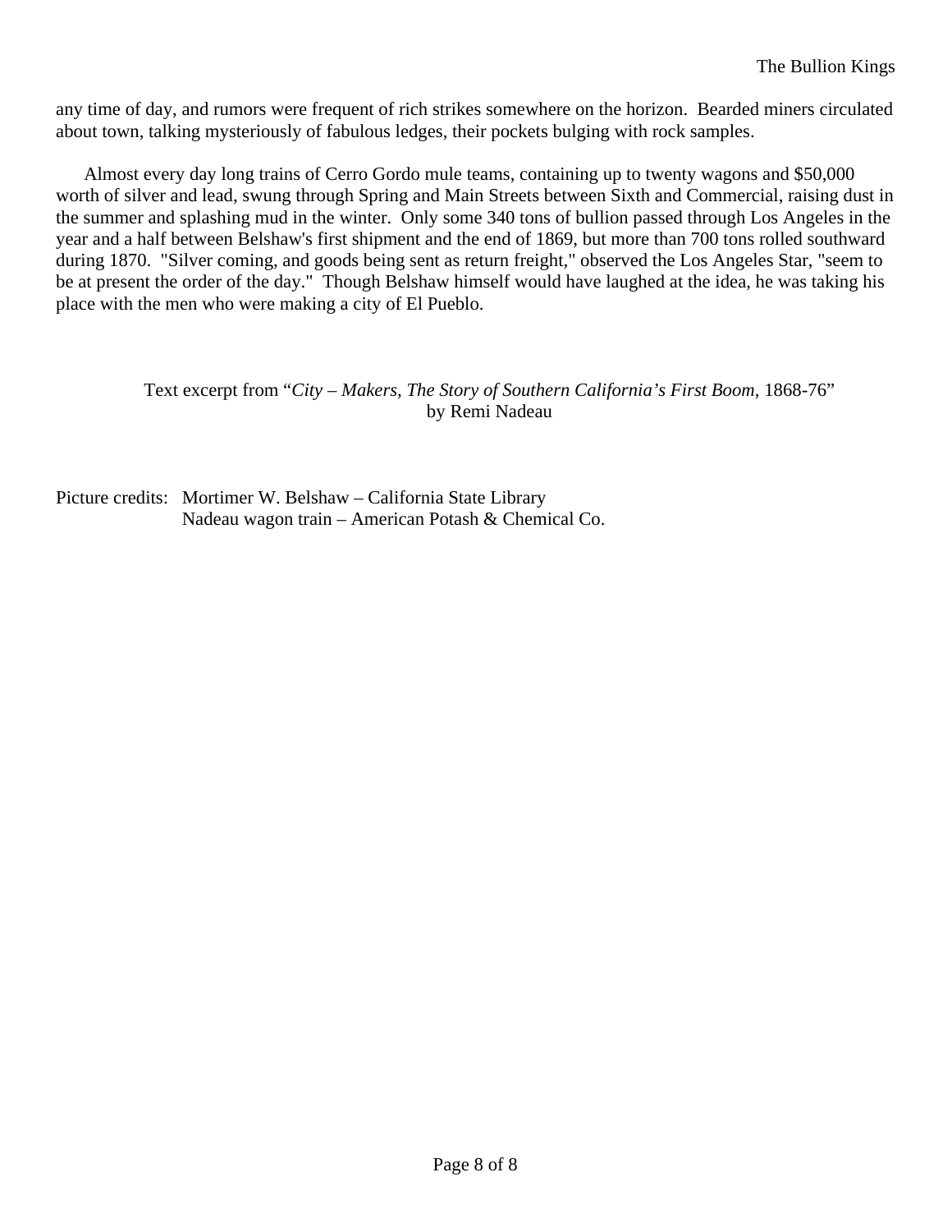any time of day, and rumors were frequent of rich strikes somewhere on the horizon. Bearded miners circulated about town, talking mysteriously of fabulous ledges, their pockets bulging with rock samples.

Almost every day long trains of Cerro Gordo mule teams, containing up to twenty wagons and $50,000 worth of silver and lead, swung through Spring and Main Streets between Sixth and Commercial, raising dust in the summer and splashing mud in the winter. Only some 340 tons of bullion passed through Los Angeles in the year and a half between Belshaw's first shipment and the end of 1869, but more than 700 tons rolled southward during 1870. "Silver coming, and goods being sent as return freight," observed the Los Angeles Star, "seem to be at present the order of the day." Though Belshaw himself would have laughed at the idea, he was taking his place with the men who were making a city of El Pueblo.

Text excerpt from "*City – Makers, The Story of Southern California's First Boom*, 1868-76"
by Remi Nadeau

Picture credits: Mortimer W. Belshaw – California State Library
Nadeau wagon train – American Potash & Chemical Co.